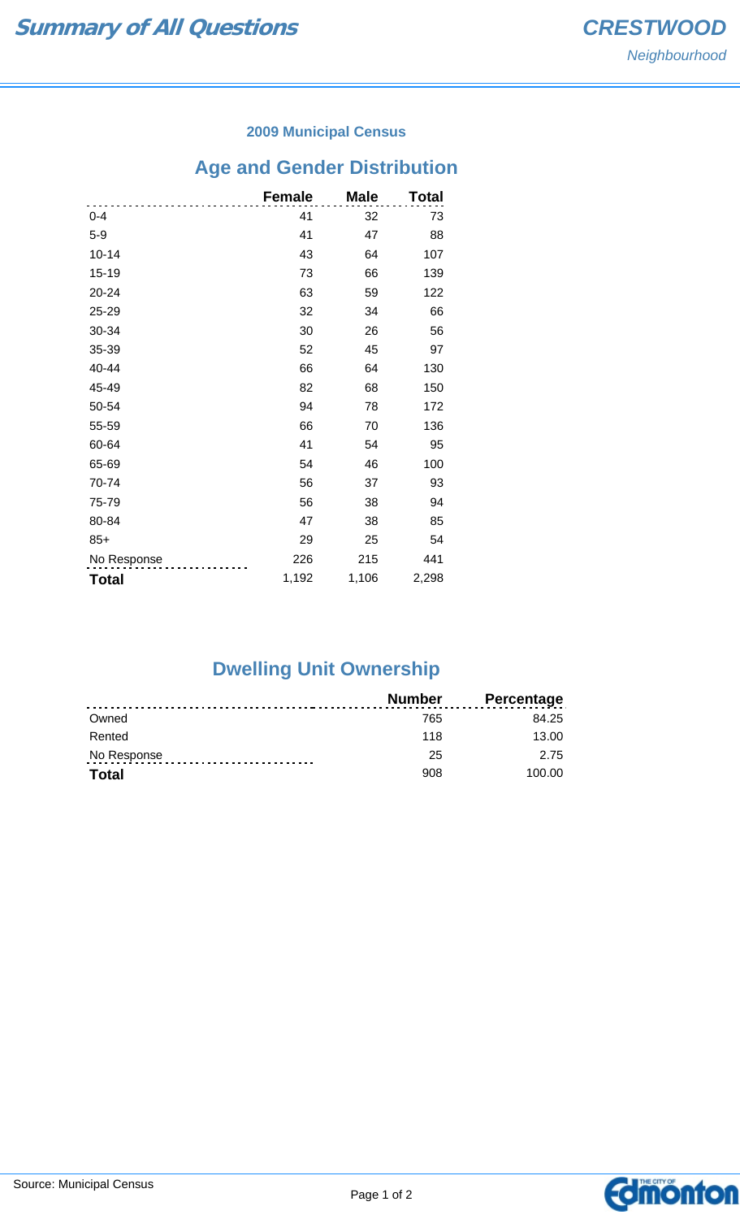# Summary of All Questions

## CRESTWOOD

*Neighbourhood*

### 2009 Municipal Census

## Age and Gender Distribution

| | Female | Male | Total |
|---|---|---|---|
| 0-4 | 41 | 32 | 73 |
| 5-9 | 41 | 47 | 88 |
| 10-14 | 43 | 64 | 107 |
| 15-19 | 73 | 66 | 139 |
| 20-24 | 63 | 59 | 122 |
| 25-29 | 32 | 34 | 66 |
| 30-34 | 30 | 26 | 56 |
| 35-39 | 52 | 45 | 97 |
| 40-44 | 66 | 64 | 130 |
| 45-49 | 82 | 68 | 150 |
| 50-54 | 94 | 78 | 172 |
| 55-59 | 66 | 70 | 136 |
| 60-64 | 41 | 54 | 95 |
| 65-69 | 54 | 46 | 100 |
| 70-74 | 56 | 37 | 93 |
| 75-79 | 56 | 38 | 94 |
| 80-84 | 47 | 38 | 85 |
| 85+ | 29 | 25 | 54 |
| No Response | 226 | 215 | 441 |
| **Total** | 1,192 | 1,106 | 2,298 |

## Dwelling Unit Ownership

| | Number | Percentage |
|---|---|---|
| Owned | 765 | 84.25 |
| Rented | 118 | 13.00 |
| No Response | 25 | 2.75 |
| **Total** | 908 | 100.00 |

Source: Municipal Census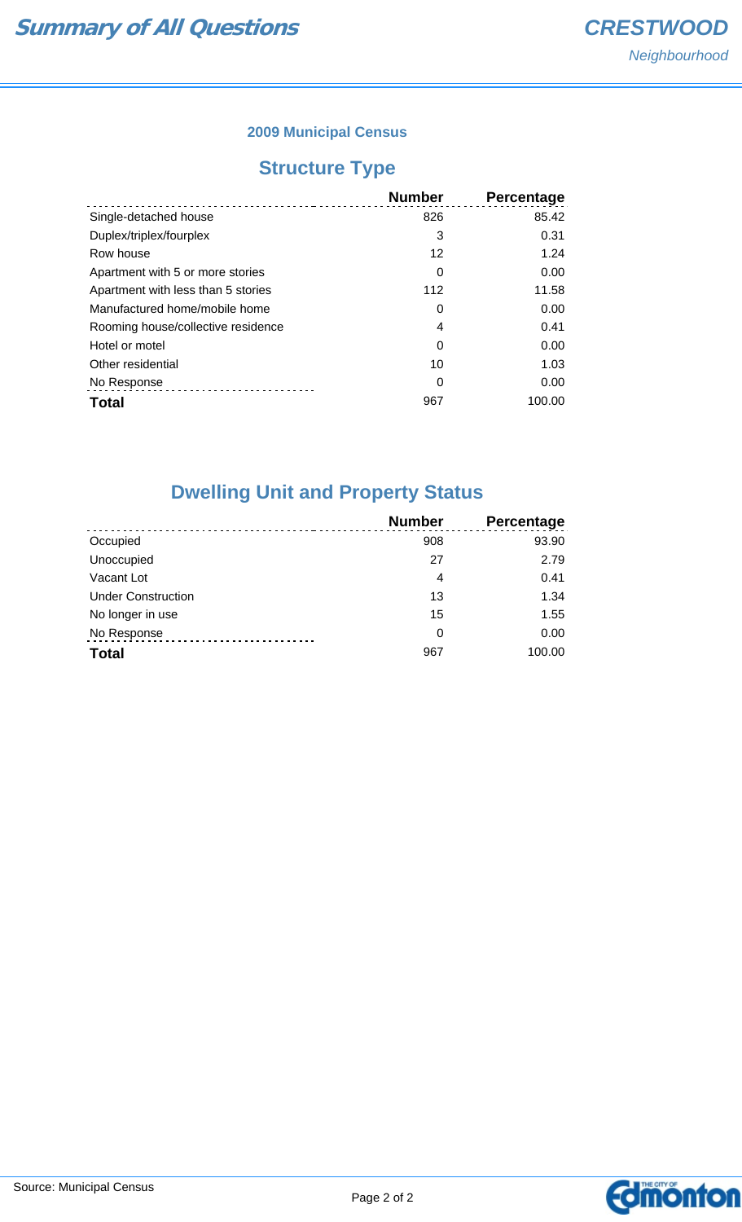# Summary of All Questions

## CRESTWOOD

*Neighbourhood*

### 2009 Municipal Census

## Structure Type

| | Number | Percentage |
|---|---|---|
| Single-detached house | 826 | 85.42 |
| Duplex/triplex/fourplex | 3 | 0.31 |
| Row house | 12 | 1.24 |
| Apartment with 5 or more stories | 0 | 0.00 |
| Apartment with less than 5 stories | 112 | 11.58 |
| Manufactured home/mobile home | 0 | 0.00 |
| Rooming house/collective residence | 4 | 0.41 |
| Hotel or motel | 0 | 0.00 |
| Other residential | 10 | 1.03 |
| No Response | 0 | 0.00 |
| **Total** | 967 | 100.00 |

## Dwelling Unit and Property Status

| | Number | Percentage |
|---|---|---|
| Occupied | 908 | 93.90 |
| Unoccupied | 27 | 2.79 |
| Vacant Lot | 4 | 0.41 |
| Under Construction | 13 | 1.34 |
| No longer in use | 15 | 1.55 |
| No Response | 0 | 0.00 |
| **Total** | 967 | 100.00 |

Source: Municipal Census